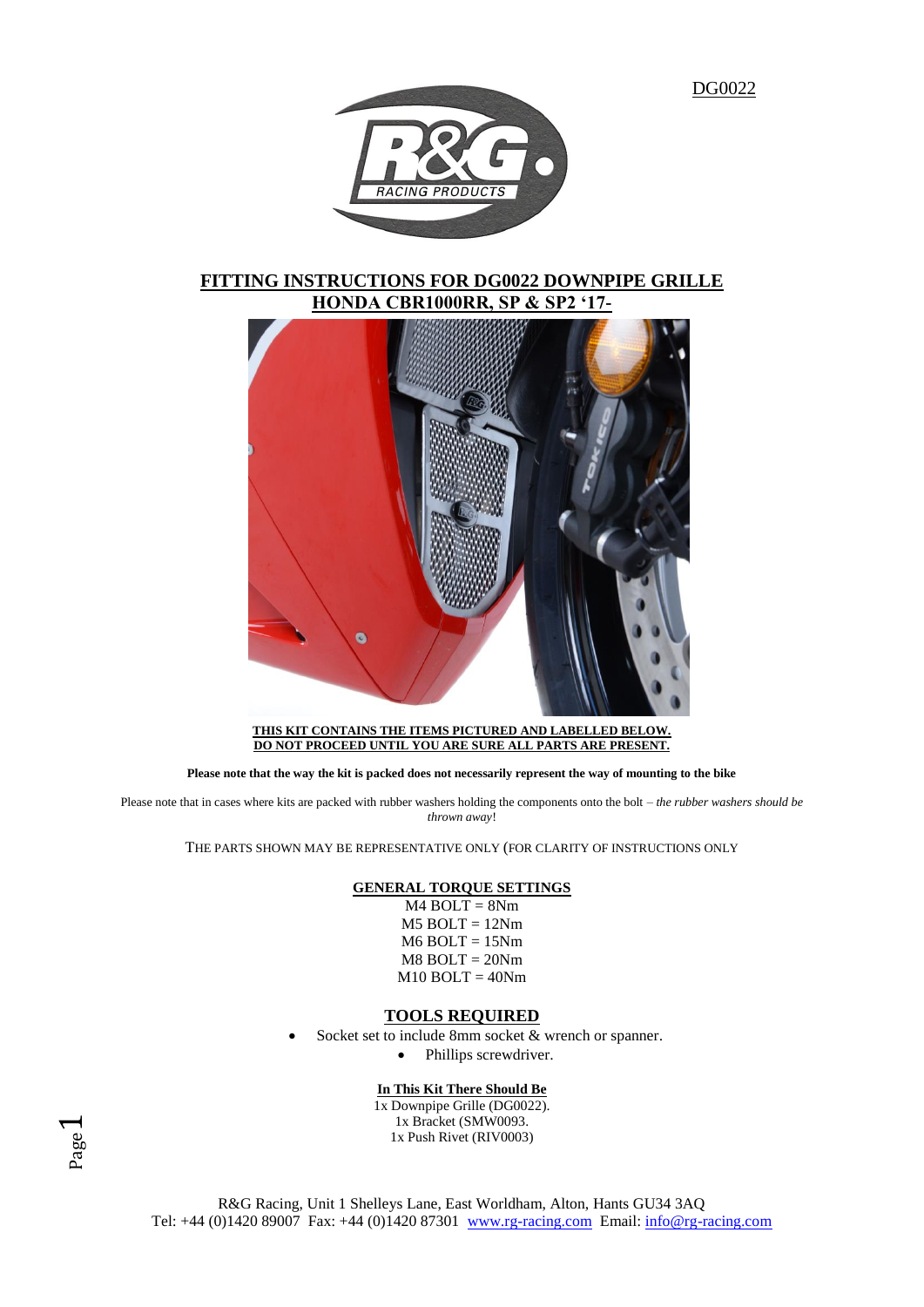DG0022

# FITTING INSTRUCTIONS FOR DG0022 DOWNPIPE GRILLE
## HONDA CBR1000RR, SP & SP2 '17-

**THIS KIT CONTAINS THE ITEMS PICTURED AND LABELLED BELOW.**
**DO NOT PROCEED UNTIL YOU ARE SURE ALL PARTS ARE PRESENT.**

**Please note that the way the kit is packed does not necessarily represent the way of mounting to the bike**

Please note that in cases where kits are packed with rubber washers holding the components onto the bolt – *the rubber washers should be thrown away*!

THE PARTS SHOWN MAY BE REPRESENTATIVE ONLY (FOR CLARITY OF INSTRUCTIONS ONLY

### GENERAL TORQUE SETTINGS

M4 BOLT = 8Nm
M5 BOLT = 12Nm
M6 BOLT = 15Nm
M8 BOLT = 20Nm
M10 BOLT = 40Nm

### TOOLS REQUIRED

- Socket set to include 8mm socket & wrench or spanner.
- Phillips screwdriver.

**In This Kit There Should Be**

1x Downpipe Grille (DG0022).
1x Bracket (SMW0093.
1x Push Rivet (RIV0003)

R&G Racing, Unit 1 Shelleys Lane, East Worldham, Alton, Hants GU34 3AQ
Tel: +44 (0)1420 89007 Fax: +44 (0)1420 87301 www.rg-racing.com Email: info@rg-racing.com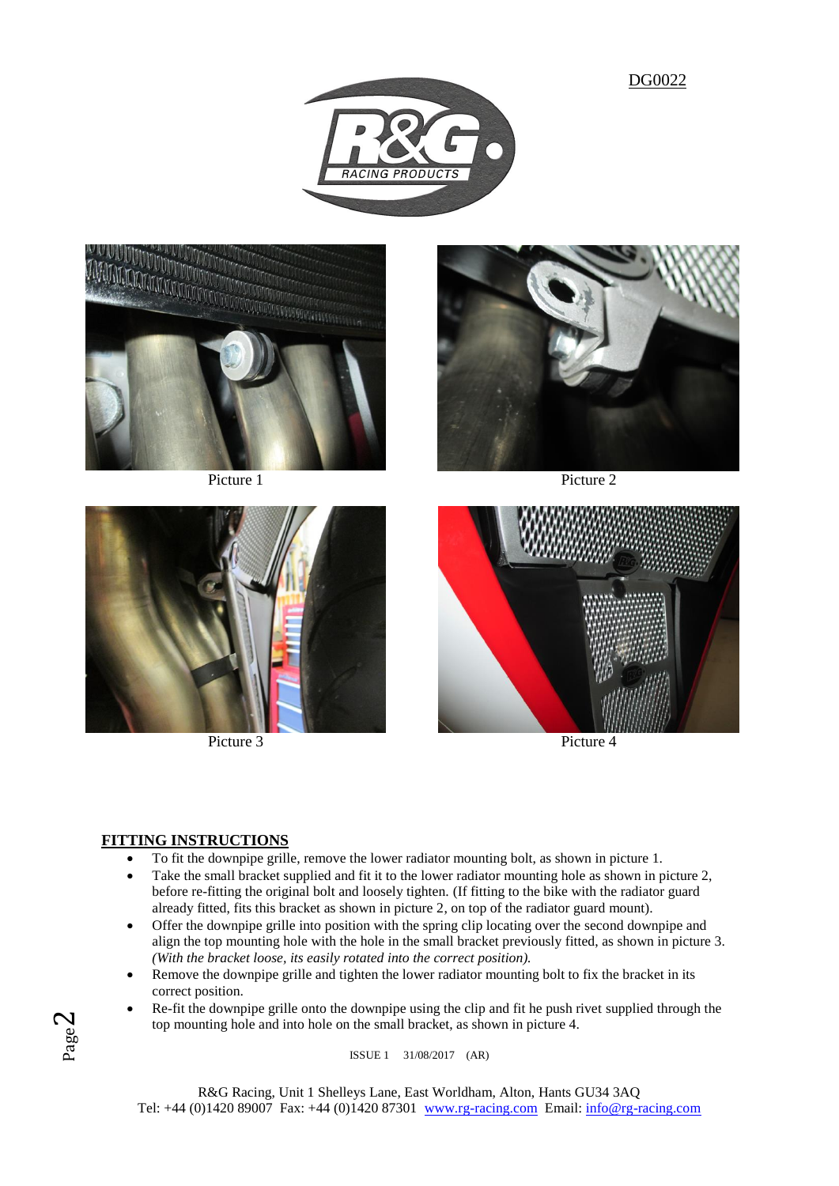DG0022

Picture 1

Picture 2

Picture 3

Picture 4

**FITTING INSTRUCTIONS**

- To fit the downpipe grille, remove the lower radiator mounting bolt, as shown in picture 1.
- Take the small bracket supplied and fit it to the lower radiator mounting hole as shown in picture 2, before re-fitting the original bolt and loosely tighten. (If fitting to the bike with the radiator guard already fitted, fits this bracket as shown in picture 2, on top of the radiator guard mount).
- Offer the downpipe grille into position with the spring clip locating over the second downpipe and align the top mounting hole with the hole in the small bracket previously fitted, as shown in picture 3. *(With the bracket loose, its easily rotated into the correct position).*
- Remove the downpipe grille and tighten the lower radiator mounting bolt to fix the bracket in its correct position.
- Re-fit the downpipe grille onto the downpipe using the clip and fit he push rivet supplied through the top mounting hole and into hole on the small bracket, as shown in picture 4.

ISSUE 1 31/08/2017 (AR)

R&G Racing, Unit 1 Shelleys Lane, East Worldham, Alton, Hants GU34 3AQ
Tel: +44 (0)1420 89007 Fax: +44 (0)1420 87301 www.rg-racing.com Email: info@rg-racing.com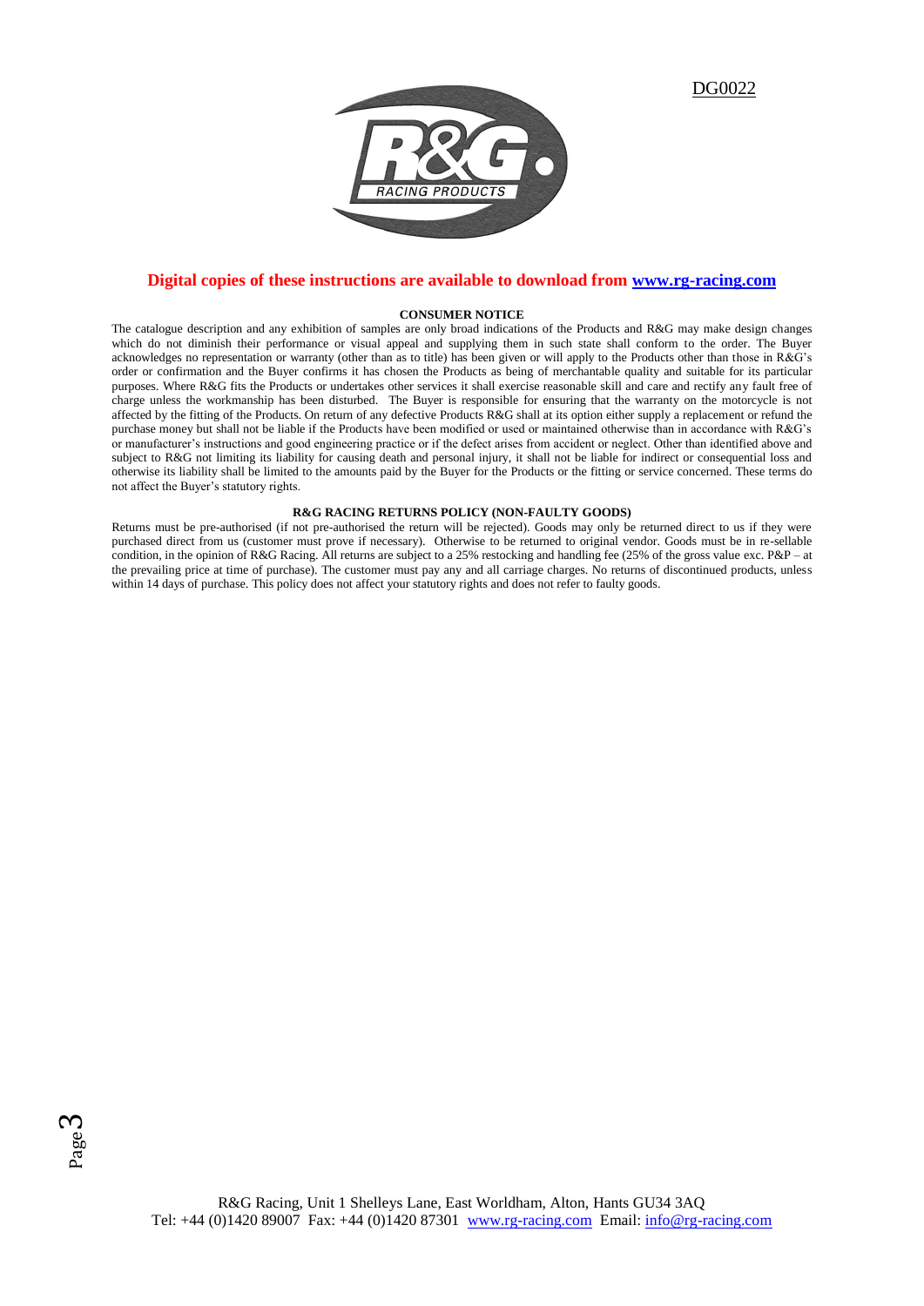DG0022

**Digital copies of these instructions are available to download from [www.rg-racing.com](http://www.rg-racing.com)**

**CONSUMER NOTICE**

The catalogue description and any exhibition of samples are only broad indications of the Products and R&G may make design changes which do not diminish their performance or visual appeal and supplying them in such state shall conform to the order. The Buyer acknowledges no representation or warranty (other than as to title) has been given or will apply to the Products other than those in R&G's order or confirmation and the Buyer confirms it has chosen the Products as being of merchantable quality and suitable for its particular purposes. Where R&G fits the Products or undertakes other services it shall exercise reasonable skill and care and rectify any fault free of charge unless the workmanship has been disturbed. The Buyer is responsible for ensuring that the warranty on the motorcycle is not affected by the fitting of the Products. On return of any defective Products R&G shall at its option either supply a replacement or refund the purchase money but shall not be liable if the Products have been modified or used or maintained otherwise than in accordance with R&G's or manufacturer's instructions and good engineering practice or if the defect arises from accident or neglect. Other than identified above and subject to R&G not limiting its liability for causing death and personal injury, it shall not be liable for indirect or consequential loss and otherwise its liability shall be limited to the amounts paid by the Buyer for the Products or the fitting or service concerned. These terms do not affect the Buyer's statutory rights.

**R&G RACING RETURNS POLICY (NON-FAULTY GOODS)**

Returns must be pre-authorised (if not pre-authorised the return will be rejected). Goods may only be returned direct to us if they were purchased direct from us (customer must prove if necessary). Otherwise to be returned to original vendor. Goods must be in re-sellable condition, in the opinion of R&G Racing. All returns are subject to a 25% restocking and handling fee (25% of the gross value exc. P&P – at the prevailing price at time of purchase). The customer must pay any and all carriage charges. No returns of discontinued products, unless within 14 days of purchase. This policy does not affect your statutory rights and does not refer to faulty goods.

R&G Racing, Unit 1 Shelleys Lane, East Worldham, Alton, Hants GU34 3AQ
Tel: +44 (0)1420 89007 Fax: +44 (0)1420 87301 [www.rg-racing.com](http://www.rg-racing.com) Email: [info@rg-racing.com](mailto:info@rg-racing.com)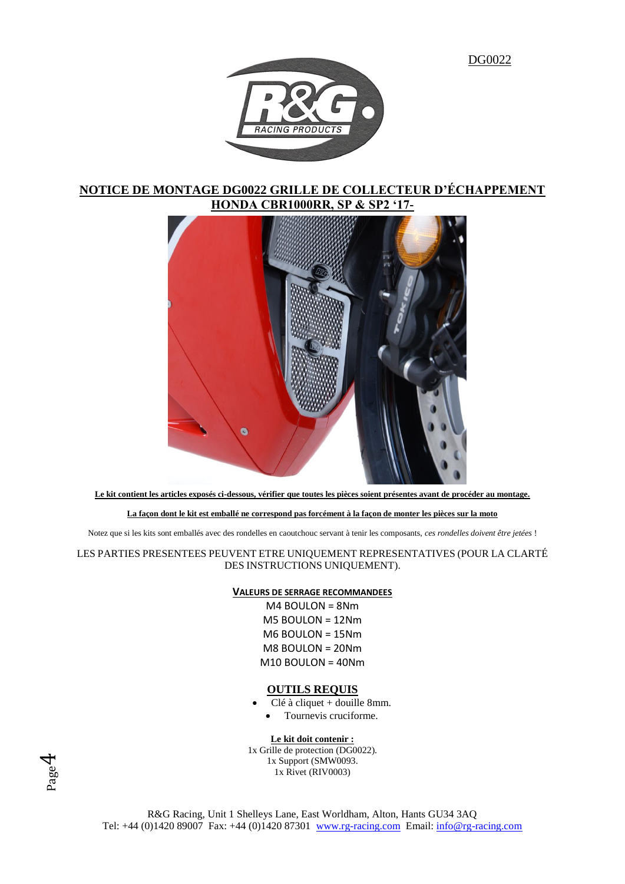DG0022

# NOTICE DE MONTAGE DG0022 GRILLE DE COLLECTEUR D'ÉCHAPPEMENT HONDA CBR1000RR, SP & SP2 '17-

**Le kit contient les articles exposés ci-dessous, vérifier que toutes les pièces soient présentes avant de procéder au montage.**

**La façon dont le kit est emballé ne correspond pas forcément à la façon de monter les pièces sur la moto**

Notez que si les kits sont emballés avec des rondelles en caoutchouc servant à tenir les composants, *ces rondelles doivent être jetées* !

LES PARTIES PRESENTEES PEUVENT ETRE UNIQUEMENT REPRESENTATIVES (POUR LA CLARTÉ DES INSTRUCTIONS UNIQUEMENT).

**VALEURS DE SERRAGE RECOMMANDEES**

M4 BOULON = 8Nm
M5 BOULON = 12Nm
M6 BOULON = 15Nm
M8 BOULON = 20Nm
M10 BOULON = 40Nm

**OUTILS REQUIS**

- Clé à cliquet + douille 8mm.
- Tournevis cruciforme.

**Le kit doit contenir :**

1x Grille de protection (DG0022).
1x Support (SMW0093.
1x Rivet (RIV0003)

R&G Racing, Unit 1 Shelleys Lane, East Worldham, Alton, Hants GU34 3AQ
Tel: +44 (0)1420 89007 Fax: +44 (0)1420 87301 www.rg-racing.com Email: info@rg-racing.com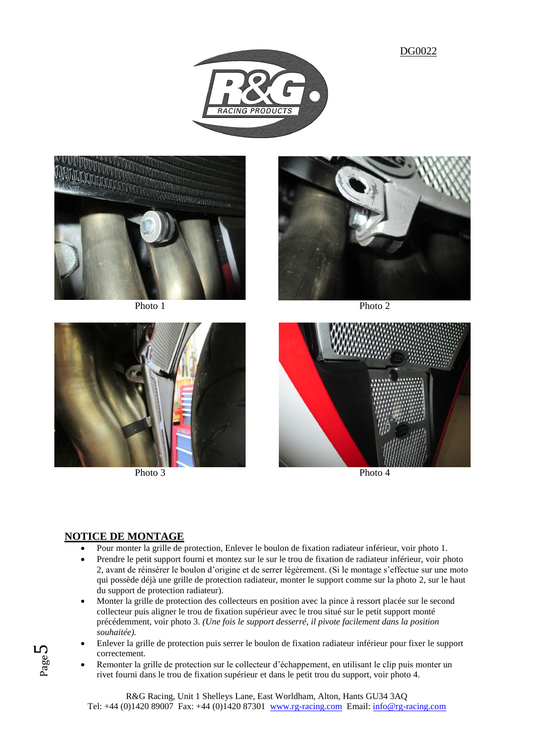DG0022

Photo 1

Photo 2

Photo 3

Photo 4

## NOTICE DE MONTAGE

- Pour monter la grille de protection, Enlever le boulon de fixation radiateur inférieur, voir photo 1.
- Prendre le petit support fourni et montez sur le sur le trou de fixation de radiateur inférieur, voir photo 2, avant de réinsérer le boulon d'origine et de serrer légèrement. (Si le montage s'effectue sur une moto qui possède déjà une grille de protection radiateur, monter le support comme sur la photo 2, sur le haut du support de protection radiateur).
- Monter la grille de protection des collecteurs en position avec la pince à ressort placée sur le second collecteur puis aligner le trou de fixation supérieur avec le trou situé sur le petit support monté précédemment, voir photo 3. *(Une fois le support desserré, il pivote facilement dans la position souhaitée).*
- Enlever la grille de protection puis serrer le boulon de fixation radiateur inférieur pour fixer le support correctement.
- Remonter la grille de protection sur le collecteur d'échappement, en utilisant le clip puis monter un rivet fourni dans le trou de fixation supérieur et dans le petit trou du support, voir photo 4.

R&G Racing, Unit 1 Shelleys Lane, East Worldham, Alton, Hants GU34 3AQ
Tel: +44 (0)1420 89007 Fax: +44 (0)1420 87301 www.rg-racing.com Email: info@rg-racing.com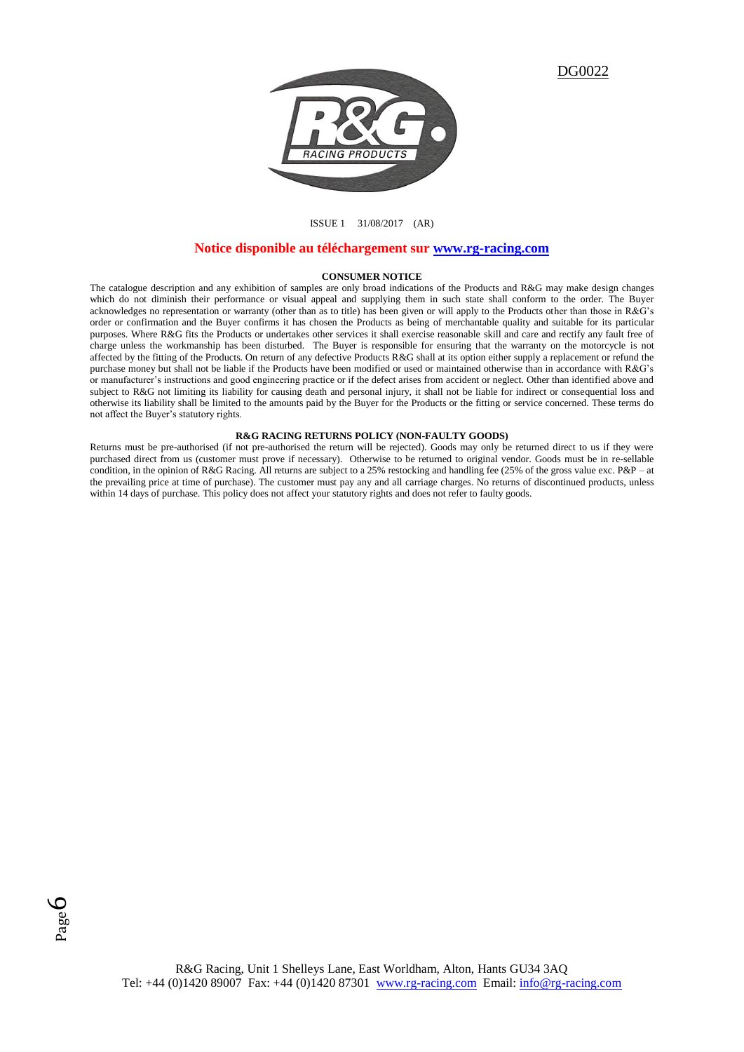DG0022

ISSUE 1 31/08/2017 (AR)

**Notice disponible au téléchargement sur [www.rg-racing.com](www.rg-racing.com)**

**CONSUMER NOTICE**

The catalogue description and any exhibition of samples are only broad indications of the Products and R&G may make design changes which do not diminish their performance or visual appeal and supplying them in such state shall conform to the order. The Buyer acknowledges no representation or warranty (other than as to title) has been given or will apply to the Products other than those in R&G's order or confirmation and the Buyer confirms it has chosen the Products as being of merchantable quality and suitable for its particular purposes. Where R&G fits the Products or undertakes other services it shall exercise reasonable skill and care and rectify any fault free of charge unless the workmanship has been disturbed. The Buyer is responsible for ensuring that the warranty on the motorcycle is not affected by the fitting of the Products. On return of any defective Products R&G shall at its option either supply a replacement or refund the purchase money but shall not be liable if the Products have been modified or used or maintained otherwise than in accordance with R&G's or manufacturer's instructions and good engineering practice or if the defect arises from accident or neglect. Other than identified above and subject to R&G not limiting its liability for causing death and personal injury, it shall not be liable for indirect or consequential loss and otherwise its liability shall be limited to the amounts paid by the Buyer for the Products or the fitting or service concerned. These terms do not affect the Buyer's statutory rights.

**R&G RACING RETURNS POLICY (NON-FAULTY GOODS)**

Returns must be pre-authorised (if not pre-authorised the return will be rejected). Goods may only be returned direct to us if they were purchased direct from us (customer must prove if necessary). Otherwise to be returned to original vendor. Goods must be in re-sellable condition, in the opinion of R&G Racing. All returns are subject to a 25% restocking and handling fee (25% of the gross value exc. P&P – at the prevailing price at time of purchase). The customer must pay any and all carriage charges. No returns of discontinued products, unless within 14 days of purchase. This policy does not affect your statutory rights and does not refer to faulty goods.

R&G Racing, Unit 1 Shelleys Lane, East Worldham, Alton, Hants GU34 3AQ
Tel: +44 (0)1420 89007 Fax: +44 (0)1420 87301 [www.rg-racing.com](www.rg-racing.com) Email: [info@rg-racing.com](mailto:info@rg-racing.com)